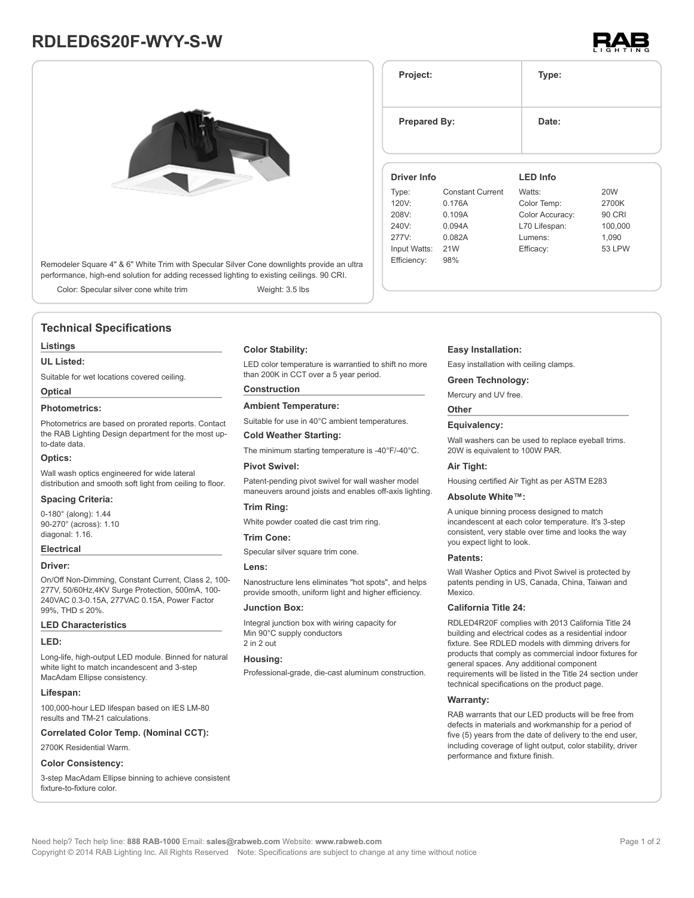# RDLED6S20F-WYY-S-W

| Project: | Type: |
| --- | --- |
| **Prepared By:** | **Date:** |

Remodeler Square 4" & 6" White Trim with Specular Silver Cone downlights provide an ultra performance, high-end solution for adding recessed lighting to existing ceilings. 90 CRI.

Color: Specular silver cone white trim

Weight: 3.5 lbs

### Driver Info

| | |
| --- | --- |
| Type: | Constant Current |
| 120V: | 0.176A |
| 208V: | 0.109A |
| 240V: | 0.094A |
| 277V: | 0.082A |
| Input Watts: | 21W |
| Efficiency: | 98% |

### LED Info

| | |
| --- | --- |
| Watts: | 20W |
| Color Temp: | 2700K |
| Color Accuracy: | 90 CRI |
| L70 Lifespan: | 100,000 |
| Lumens: | 1,090 |
| Efficacy: | 53 LPW |

## Technical Specifications

### Listings

**UL Listed:**

Suitable for wet locations covered ceiling.

### Optical

**Photometrics:**

Photometrics are based on prorated reports. Contact the RAB Lighting Design department for the most up-to-date data.

**Optics:**

Wall wash optics engineered for wide lateral distribution and smooth soft light from ceiling to floor.

**Spacing Criteria:**

0-180° (along): 1.44
90-270° (across): 1.10
diagonal: 1.16.

### Electrical

**Driver:**

On/Off Non-Dimming, Constant Current, Class 2, 100-277V, 50/60Hz,4KV Surge Protection, 500mA, 100-240VAC 0.3-0.15A, 277VAC 0.15A, Power Factor 99%, THD ≤ 20%.

### LED Characteristics

**LED:**

Long-life, high-output LED module. Binned for natural white light to match incandescent and 3-step MacAdam Ellipse consistency.

**Lifespan:**

100,000-hour LED lifespan based on IES LM-80 results and TM-21 calculations.

**Correlated Color Temp. (Nominal CCT):**

2700K Residential Warm.

**Color Consistency:**

3-step MacAdam Ellipse binning to achieve consistent fixture-to-fixture color.

**Color Stability:**

LED color temperature is warrantied to shift no more than 200K in CCT over a 5 year period.

### Construction

**Ambient Temperature:**

Suitable for use in 40°C ambient temperatures.

**Cold Weather Starting:**

The minimum starting temperature is -40°F/-40°C.

**Pivot Swivel:**

Patent-pending pivot swivel for wall washer model maneuvers around joists and enables off-axis lighting.

**Trim Ring:**

White powder coated die cast trim ring.

**Trim Cone:**

Specular silver square trim cone.

**Lens:**

Nanostructure lens eliminates "hot spots", and helps provide smooth, uniform light and higher efficiency.

**Junction Box:**

Integral junction box with wiring capacity for
Min 90°C supply conductors
2 in 2 out

**Housing:**

Professional-grade, die-cast aluminum construction.

**Easy Installation:**

Easy installation with ceiling clamps.

**Green Technology:**

Mercury and UV free.

### Other

**Equivalency:**

Wall washers can be used to replace eyeball trims. 20W is equivalent to 100W PAR.

**Air Tight:**

Housing certified Air Tight as per ASTM E283

**Absolute White™:**

A unique binning process designed to match incandescent at each color temperature. It's 3-step consistent, very stable over time and looks the way you expect light to look.

**Patents:**

Wall Washer Optics and Pivot Swivel is protected by patents pending in US, Canada, China, Taiwan and Mexico.

**California Title 24:**

RDLED4R20F complies with 2013 California Title 24 building and electrical codes as a residential indoor fixture. See RDLED models with dimming drivers for products that comply as commercial indoor fixtures for general spaces. Any additional component requirements will be listed in the Title 24 section under technical specifications on the product page.

**Warranty:**

RAB warrants that our LED products will be free from defects in materials and workmanship for a period of five (5) years from the date of delivery to the end user, including coverage of light output, color stability, driver performance and fixture finish.

Need help? Tech help line: **888 RAB-1000** Email: **sales@rabweb.com** Website: **www.rabweb.com**
Copyright © 2014 RAB Lighting Inc. All Rights Reserved Note: Specifications are subject to change at any time without notice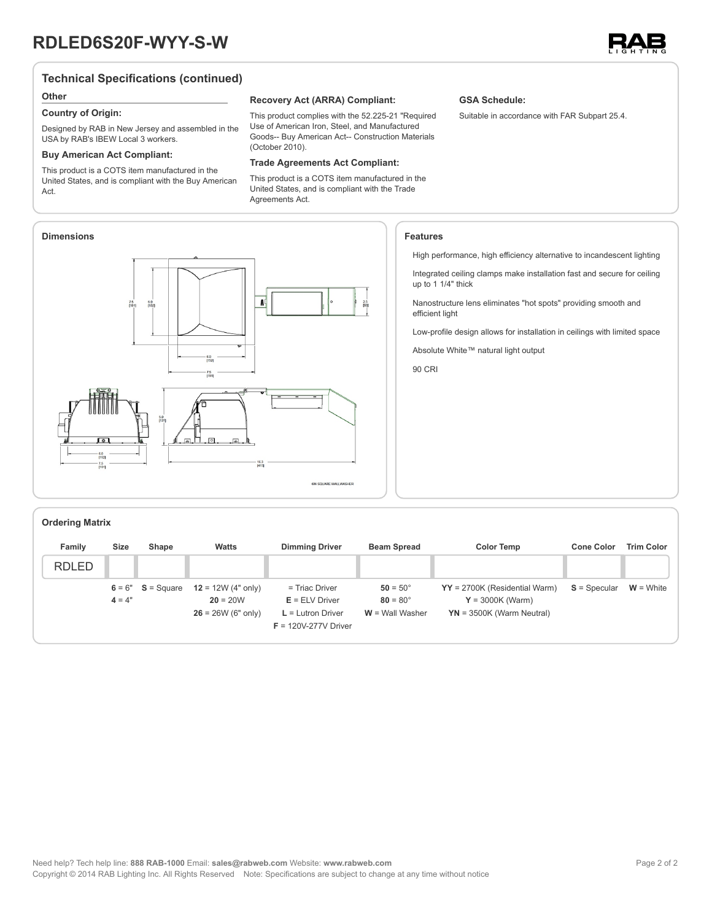# RDLED6S20F-WYY-S-W

## Technical Specifications (continued)

### Other

**Country of Origin:**

Designed by RAB in New Jersey and assembled in the USA by RAB's IBEW Local 3 workers.

**Buy American Act Compliant:**

This product is a COTS item manufactured in the United States, and is compliant with the Buy American Act.

**Recovery Act (ARRA) Compliant:**

This product complies with the 52.225-21 "Required Use of American Iron, Steel, and Manufactured Goods-- Buy American Act-- Construction Materials (October 2010).

**Trade Agreements Act Compliant:**

This product is a COTS item manufactured in the United States, and is compliant with the Trade Agreements Act.

**GSA Schedule:**

Suitable in accordance with FAR Subpart 25.4.

## Dimensions

7.5 [191]
6.0 [152]
2.5 [63]
6.0 [152]
7.5 [191]
5.0 [127]
6.0 [152]
7.5 [191]
16.3 [415]

6IN SQUARE WALLWASHER

## Features

High performance, high efficiency alternative to incandescent lighting

Integrated ceiling clamps make installation fast and secure for ceiling up to 1 1/4" thick

Nanostructure lens eliminates "hot spots" providing smooth and efficient light

Low-profile design allows for installation in ceilings with limited space

Absolute White™ natural light output

90 CRI

## Ordering Matrix

| Family | Size | Shape | Watts | Dimming Driver | Beam Spread | Color Temp | Cone Color | Trim Color |
|---|---|---|---|---|---|---|---|---|
| RDLED | | | | | | | | |
| | **6** = 6" | **S** = Square | **12** = 12W (4" only) | = Triac Driver | **50** = 50° | **YY** = 2700K (Residential Warm) | **S** = Specular | **W** = White |
| | **4** = 4" | | **20** = 20W | **E** = ELV Driver | **80** = 80° | **Y** = 3000K (Warm) | | |
| | | | **26** = 26W (6" only) | **L** = Lutron Driver | **W** = Wall Washer | **YN** = 3500K (Warm Neutral) | | |
| | | | | **F** = 120V-277V Driver | | | | |

Need help? Tech help line: **888 RAB-1000** Email: **sales@rabweb.com** Website: **www.rabweb.com**
Copyright © 2014 RAB Lighting Inc. All Rights Reserved Note: Specifications are subject to change at any time without notice